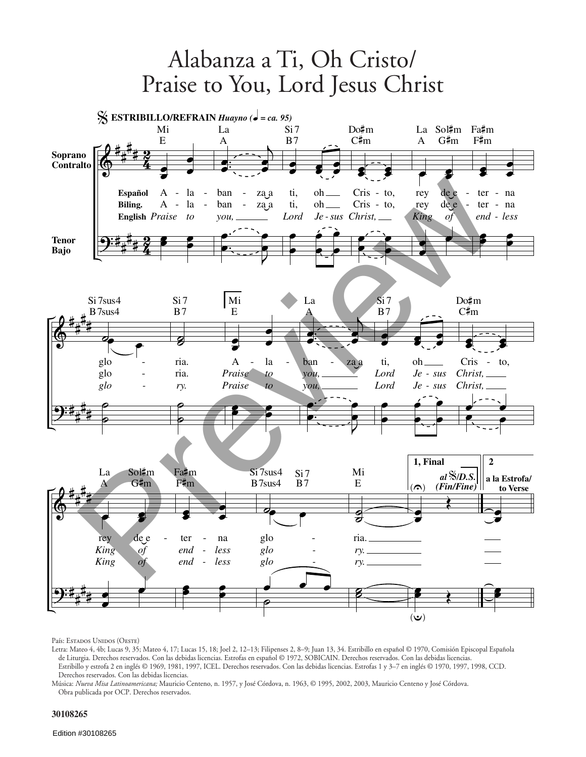# Alabanza a Ti, Oh Cristo/ Praise to You, Lord Jesus Christ

𝄋 **ESTRIBILLO/REFRAIN** *Huayno* (♩ = ca. 95)

Mi / E — La / A — Si 7 / B7 — Do♯m / C♯m — La / A — Sol♯m / G♯m — Fa♯m / F♯m

**Español** A - la - ban - za a ti, oh Cris - to, rey de e - ter - na
**Biling.** A - la - ban - za a ti, oh Cris - to, rey de e - ter - na
**English** *Praise to you, Lord Je - sus Christ, King of end - less*

Si 7sus4 / B7sus4 — Si 7 / B7 — Mi / E — La / A — Si 7 / B7 — Do♯m / C♯m

glo - ria. A - la - ban - za a ti, oh Cris - to,
glo - ria. *Praise to you, Lord Je - sus Christ,*
*glo - ry. Praise to you, Lord Je - sus Christ,*

La / A — Sol♯m / G♯m — Fa♯m / F♯m — Si 7sus4 / B7sus4 — Si 7 / B7 — Mi / E

**1, Final** al 𝄋/*D.S.* (*Fin/Fine*) — **2** a la Estrofa/ to Verse

rey de e - ter - na glo - ria.
*King of end - less glo - ry.*
*King of end - less glo - ry.*

País: Estados Unidos (Oeste)
Letra: Mateo 4, 4b; Lucas 9, 35; Mateo 4, 17; Lucas 15, 18; Joel 2, 12–13; Filipenses 2, 8–9; Juan 13, 34. Estribillo en español © 1970, Comisión Episcopal Española de Liturgia. Derechos reservados. Con las debidas licencias. Estrofas en español © 1972, SOBICAIN. Derechos reservados. Con las debidas licencias. Estribillo y estrofa 2 en inglés © 1969, 1981, 1997, ICEL. Derechos reservados. Con las debidas licencias. Estrofas 1 y 3–7 en inglés © 1970, 1997, 1998, CCD. Derechos reservados. Con las debidas licencias.
Música: *Nueva Misa Latinoamericana;* Mauricio Centeno, n. 1957, y José Córdova, n. 1963, © 1995, 2002, 2003, Mauricio Centeno y José Córdova. Obra publicada por OCP. Derechos reservados.

**30108265**

Edition #30108265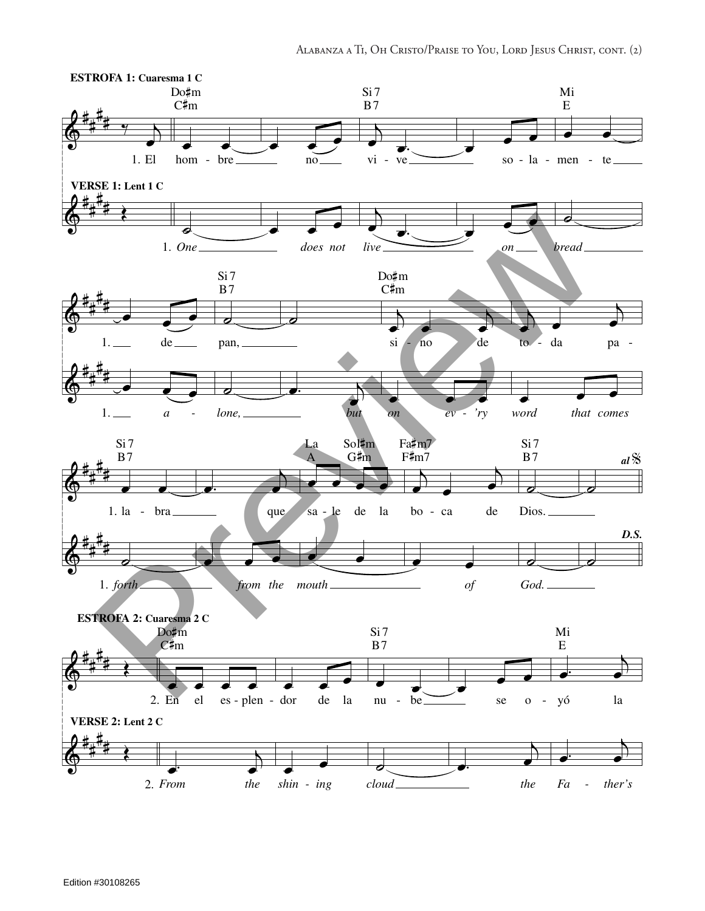**ESTROFA 1: Cuaresma 1 C**

Do♯m / C♯m — Si 7 / B7 — Mi / E

1. El hom - bre no vi - ve so - la - men - te

**VERSE 1: Lent 1 C**

1. *One does not live on bread*

Si 7 / B7 — Do♯m / C♯m

1. de pan, si - no de to - da pa -

1. *a - lone, but on ev - 'ry word that comes*

Si 7 / B7 — La / A — Sol♯m / G♯m — Fa♯m7 / F♯m7 — Si 7 / B7 — *al* 𝄋

1. la - bra que sa - le de la bo - ca de Dios.

1. *forth from the mouth of God.* ***D.S.***

**ESTROFA 2: Cuaresma 2 C**

Do♯m / C♯m — Si 7 / B7 — Mi / E

2. En el es - plen - dor de la nu - be se o - yó la

**VERSE 2: Lent 2 C**

2. *From the shin - ing cloud the Fa - ther's*

Edition #30108265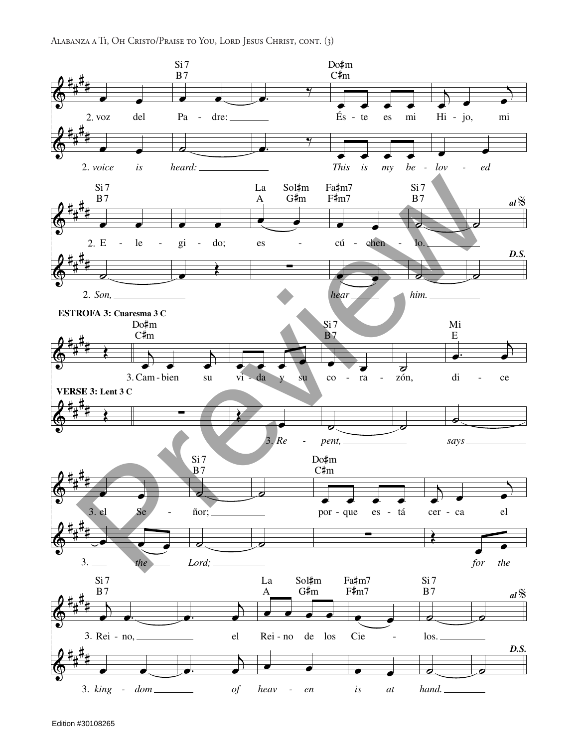### ESTROFA 3: Cuaresma 3 C

### VERSE 3: Lent 3 C

2. voz del Pa - dre: És - te es mi Hi - jo, mi

2. *voice is heard: This is my be - lov - ed*

2. E - le - gi - do; es - cú - chen - lo.

2. *Son, hear him.*

3. Cam - bien su vi - da y su co - ra - zón, di - ce

3. *Re - pent, says*

3. el Se - ñor; por - que es - tá cer - ca el

3. *the Lord; for the*

3. Rei - no, el Rei - no de los Cie - los.

3. *king - dom of heav - en is at hand.*

Edition #30108265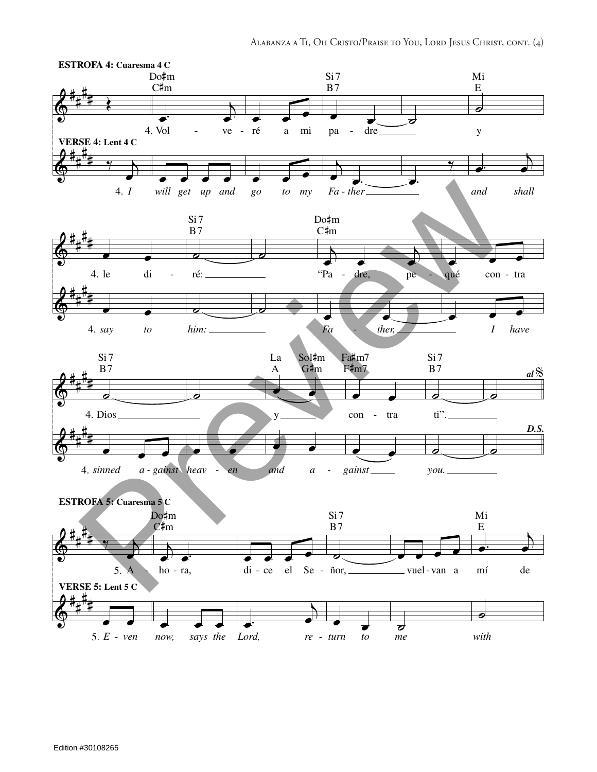**ESTROFA 4:** Cuaresma 4 C

Do♯m / C♯m — Si7 / B7 — Mi / E

4. Vol - ve - ré a mi pa - dre y

**VERSE 4:** Lent 4 C

4. *I will get up and go to my Fa - ther and shall*

Si7 / B7 — Do♯m / C♯m

4. le di - ré: "Pa - dre, pe - qué con - tra

4. *say to him: Fa - ther, I have*

Si7 / B7 — La / A — Sol♯m / G♯m — Fa♯m7 / F♯m7 — Si7 / B7 — al 𝄋

4. Dios y con - tra ti".

4. *sinned a - gainst heav - en and a - gainst you.* — D.S.

**ESTROFA 5:** Cuaresma 5 C

Do♯m / C♯m — Si7 / B7 — Mi / E

5. A - ho - ra, di - ce el Se - ñor, vuel - van a mí de

**VERSE 5:** Lent 5 C

5. *E - ven now, says the Lord, re - turn to me with*

Edition #30108265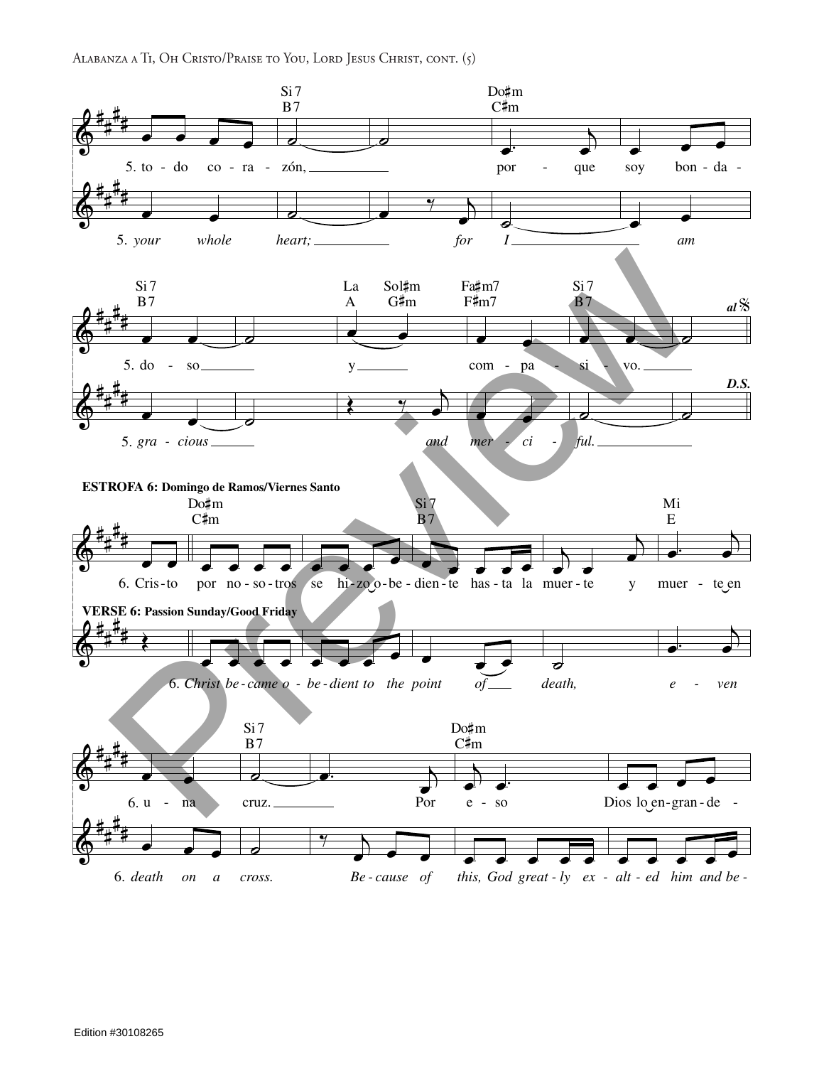**ESTROFA 6: Domingo de Ramos/Viernes Santo**

**VERSE 6: Passion Sunday/Good Friday**

5. to - do co - ra - zón, por - que soy bon - da - do - so y com - pa - si - vo.

5. *your whole heart; for I am gracious and merciful.*

*al* 𝄋 **D.S.**

6. Cris-to por no-so-tros se hi-zo o-be-dien-te has-ta la muer-te y muer-te en u-na cruz. Por e-so Dios lo en-gran-de-

6. *Christ became obedient to the point of death, even death on a cross. Because of this, God greatly exalted him and be-*

Edition #30108265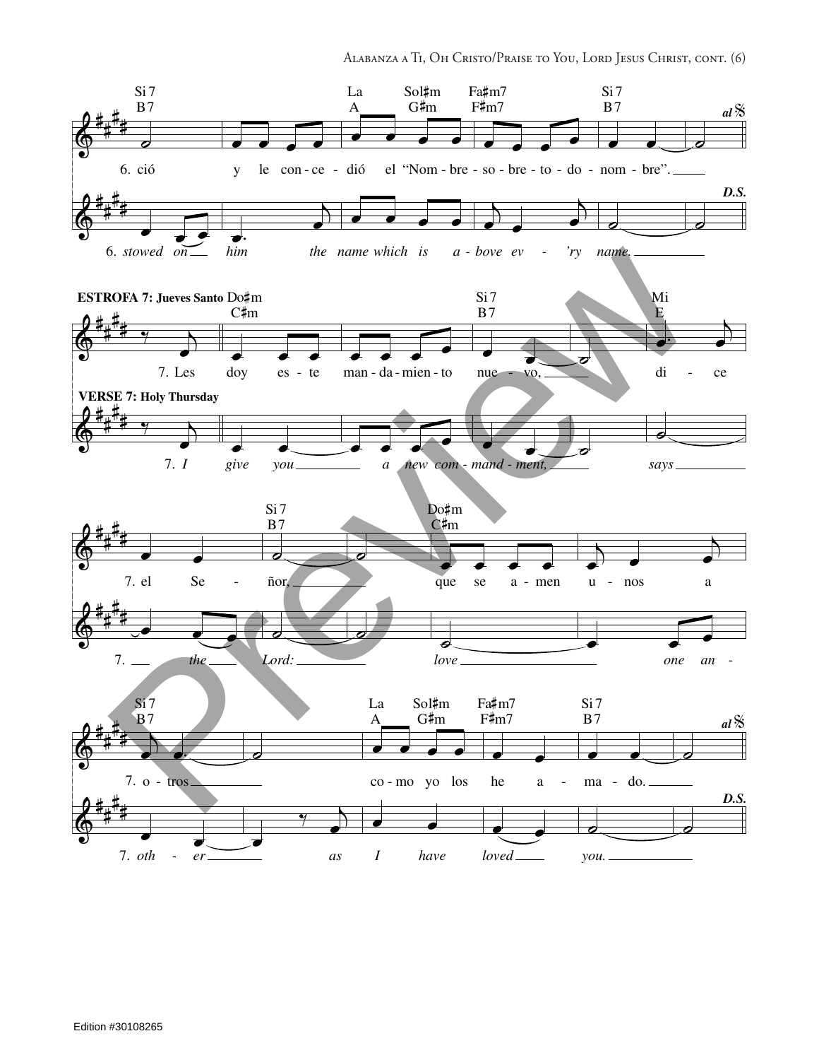ESTROFA 7: **Jueves Santo**

VERSE 7: **Holy Thursday**

6. ció y le con-ce-dió el "Nom-bre-so-bre-to-do-nom-bre".

6. *stowed on him the name which is a-bove ev-'ry name.*

7. Les doy es-te man-da-mien-to nue-vo, di-ce

7. *I give you a new com-mand-ment, says*

7. el Se-ñor, que se a-men u-nos a

7. *the Lord: love one an-*

7. o-tros co-mo yo los he a-ma-do.

7. *oth-er as I have loved you.*

Edition #30108265